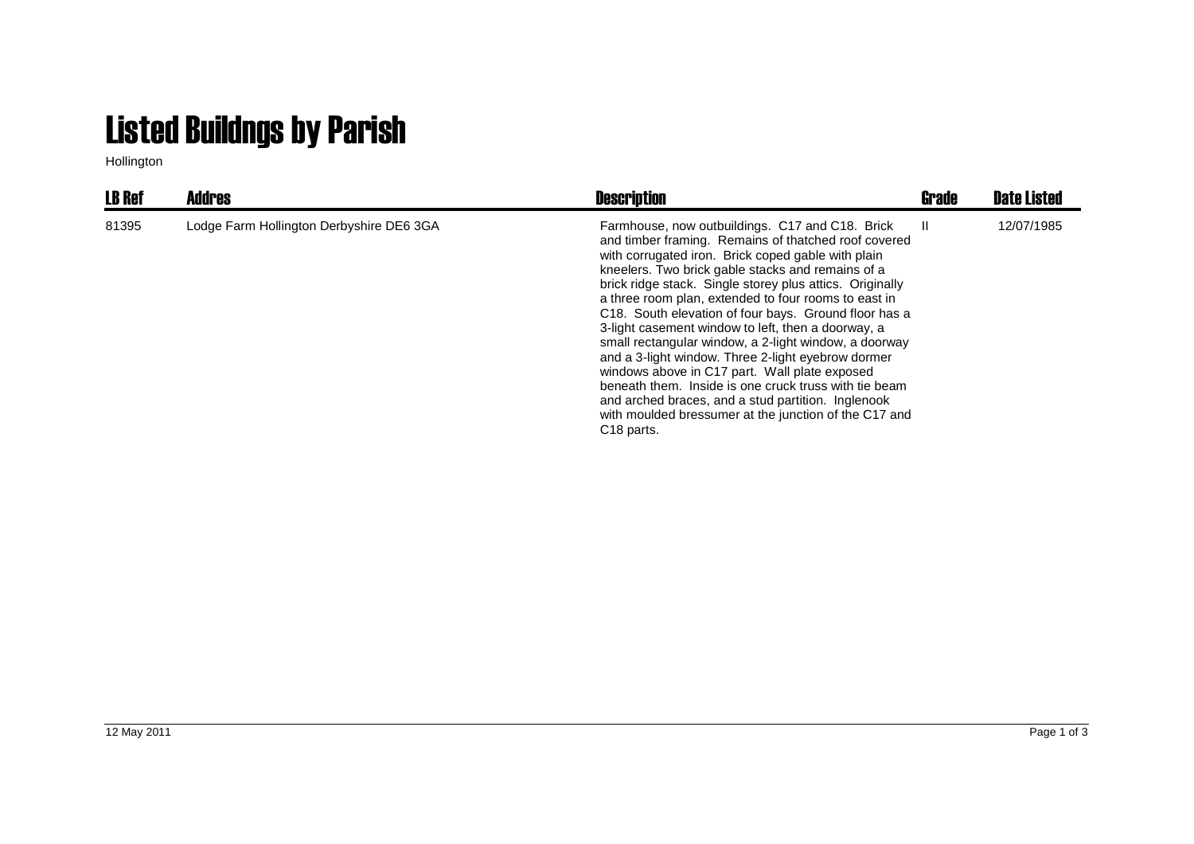# Listed Buildngs by Parish

Hollington

| LB Ref | Addres | Description | Grade | Date Listed |
|---|---|---|---|---|
| 81395 | Lodge Farm Hollington Derbyshire DE6 3GA | Farmhouse, now outbuildings. C17 and C18. Brick and timber framing. Remains of thatched roof covered with corrugated iron. Brick coped gable with plain kneelers. Two brick gable stacks and remains of a brick ridge stack. Single storey plus attics. Originally a three room plan, extended to four rooms to east in C18. South elevation of four bays. Ground floor has a 3-light casement window to left, then a doorway, a small rectangular window, a 2-light window, a doorway and a 3-light window. Three 2-light eyebrow dormer windows above in C17 part. Wall plate exposed beneath them. Inside is one cruck truss with tie beam and arched braces, and a stud partition. Inglenook with moulded bressumer at the junction of the C17 and C18 parts. | II | 12/07/1985 |

12 May 2011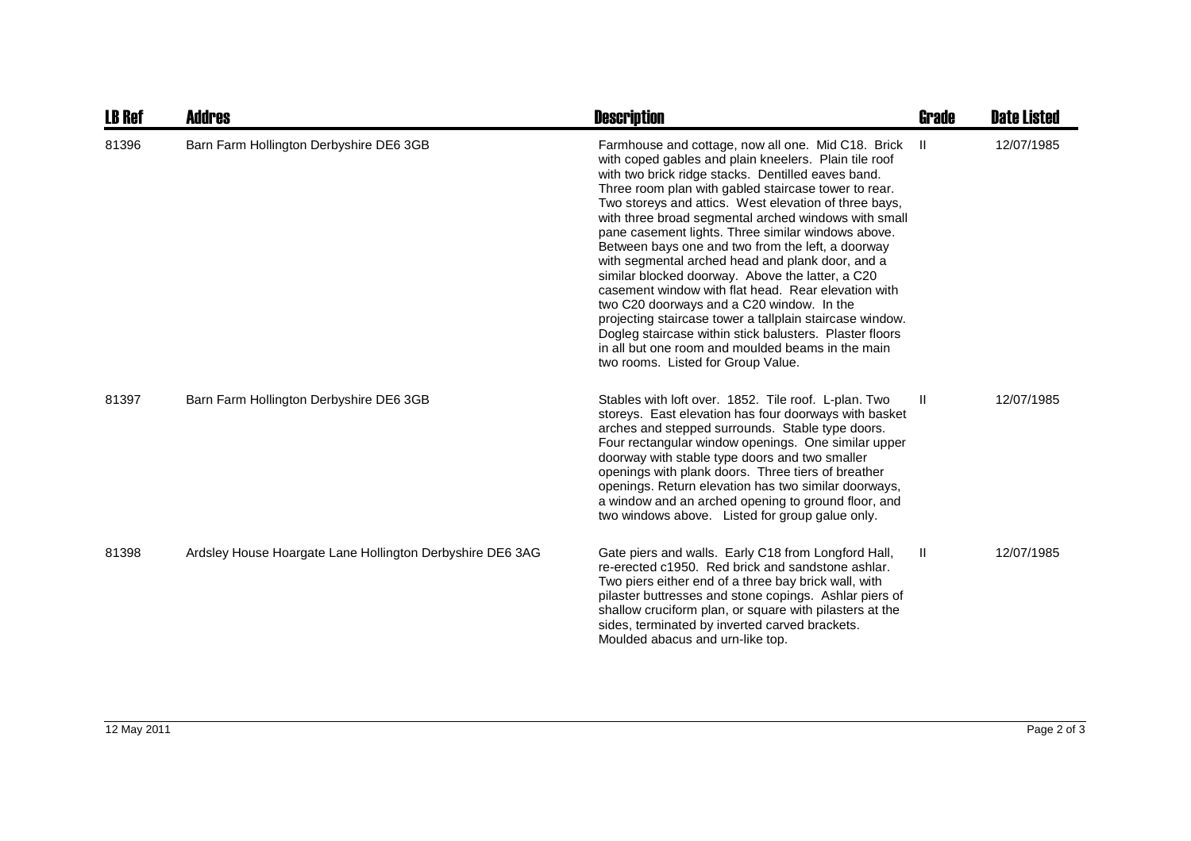| LB Ref | Addres | Description | Grade | Date Listed |
|---|---|---|---|---|
| 81396 | Barn Farm Hollington Derbyshire DE6 3GB | Farmhouse and cottage, now all one. Mid C18. Brick with coped gables and plain kneelers. Plain tile roof with two brick ridge stacks. Dentilled eaves band. Three room plan with gabled staircase tower to rear. Two storeys and attics. West elevation of three bays, with three broad segmental arched windows with small pane casement lights. Three similar windows above. Between bays one and two from the left, a doorway with segmental arched head and plank door, and a similar blocked doorway. Above the latter, a C20 casement window with flat head. Rear elevation with two C20 doorways and a C20 window. In the projecting staircase tower a tallplain staircase window. Dogleg staircase within stick balusters. Plaster floors in all but one room and moulded beams in the main two rooms. Listed for Group Value. | II | 12/07/1985 |
| 81397 | Barn Farm Hollington Derbyshire DE6 3GB | Stables with loft over. 1852. Tile roof. L-plan. Two storeys. East elevation has four doorways with basket arches and stepped surrounds. Stable type doors. Four rectangular window openings. One similar upper doorway with stable type doors and two smaller openings with plank doors. Three tiers of breather openings. Return elevation has two similar doorways, a window and an arched opening to ground floor, and two windows above. Listed for group galue only. | II | 12/07/1985 |
| 81398 | Ardsley House Hoargate Lane Hollington Derbyshire DE6 3AG | Gate piers and walls. Early C18 from Longford Hall, re-erected c1950. Red brick and sandstone ashlar. Two piers either end of a three bay brick wall, with pilaster buttresses and stone copings. Ashlar piers of shallow cruciform plan, or square with pilasters at the sides, terminated by inverted carved brackets. Moulded abacus and urn-like top. | II | 12/07/1985 |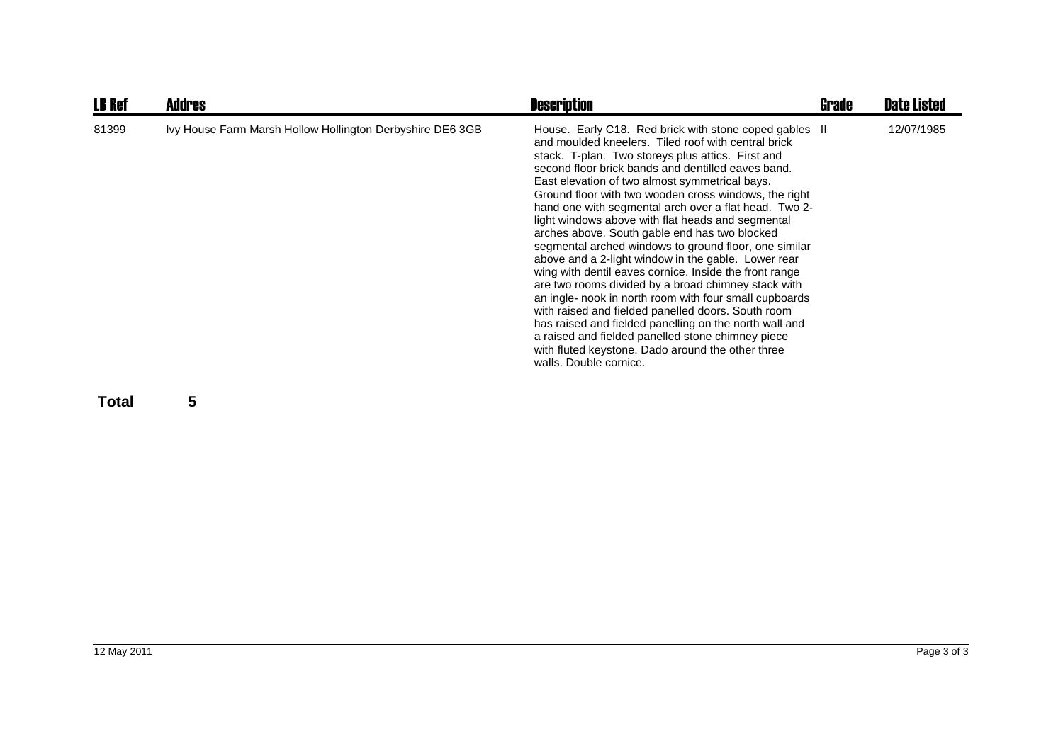| LB Ref | Addres | Description | Grade | Date Listed |
|---|---|---|---|---|
| 81399 | Ivy House Farm Marsh Hollow Hollington Derbyshire DE6 3GB | House. Early C18. Red brick with stone coped gables and moulded kneelers. Tiled roof with central brick stack. T-plan. Two storeys plus attics. First and second floor brick bands and dentilled eaves band. East elevation of two almost symmetrical bays. Ground floor with two wooden cross windows, the right hand one with segmental arch over a flat head. Two 2-light windows above with flat heads and segmental arches above. South gable end has two blocked segmental arched windows to ground floor, one similar above and a 2-light window in the gable. Lower rear wing with dentil eaves cornice. Inside the front range are two rooms divided by a broad chimney stack with an ingle- nook in north room with four small cupboards with raised and fielded panelled doors. South room has raised and fielded panelling on the north wall and a raised and fielded panelled stone chimney piece with fluted keystone. Dado around the other three walls. Double cornice. | II | 12/07/1985 |

**Total** **5**

12 May 2011